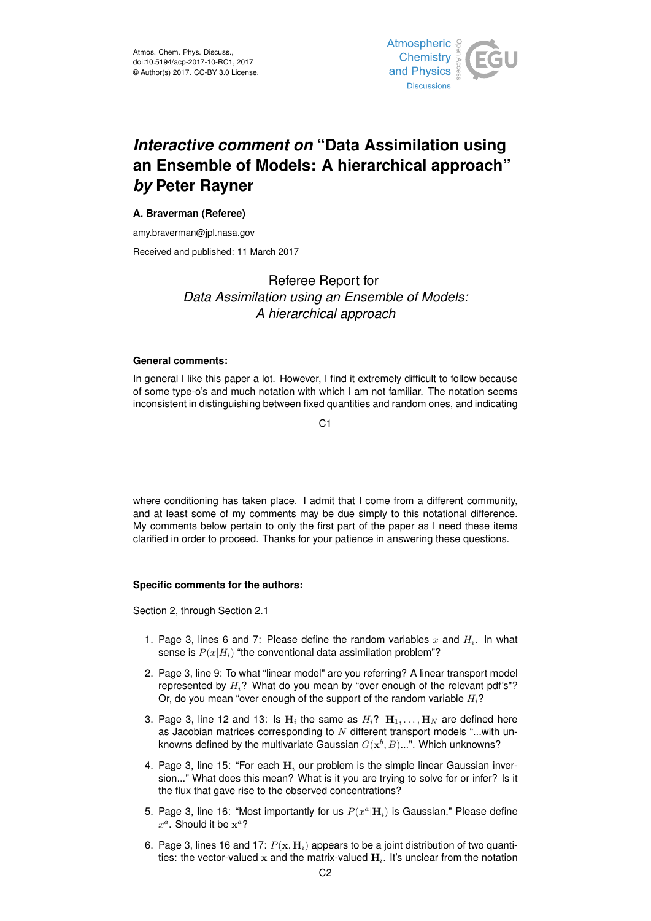# *Interactive comment on* "Data Assimilation using an Ensemble of Models: A hierarchical approach" *by* Peter Rayner

**A. Braverman (Referee)**

amy.braverman@jpl.nasa.gov

Received and published: 11 March 2017

Referee Report for
*Data Assimilation using an Ensemble of Models:*
*A hierarchical approach*

**General comments:**

In general I like this paper a lot. However, I find it extremely difficult to follow because of some type-o's and much notation with which I am not familiar. The notation seems inconsistent in distinguishing between fixed quantities and random ones, and indicating where conditioning has taken place. I admit that I come from a different community, and at least some of my comments may be due simply to this notational difference. My comments below pertain to only the first part of the paper as I need these items clarified in order to proceed. Thanks for your patience in answering these questions.

**Specific comments for the authors:**

Section 2, through Section 2.1

1. Page 3, lines 6 and 7: Please define the random variables $x$ and $H_i$. In what sense is $P(x|H_i)$ "the conventional data assimilation problem"?

2. Page 3, line 9: To what "linear model" are you referring? A linear transport model represented by $H_i$? What do you mean by "over enough of the relevant pdf's"? Or, do you mean "over enough of the support of the random variable $H_i$?

3. Page 3, line 12 and 13: Is $\mathbf{H}_i$ the same as $H_i$? $\mathbf{H}_1, \ldots, \mathbf{H}_N$ are defined here as Jacobian matrices corresponding to $N$ different transport models "...with unknowns defined by the multivariate Gaussian $G(\mathbf{x}^b, B)$...". Which unknowns?

4. Page 3, line 15: "For each $\mathbf{H}_i$ our problem is the simple linear Gaussian inversion..." What does this mean? What is it you are trying to solve for or infer? Is it the flux that gave rise to the observed concentrations?

5. Page 3, line 16: "Most importantly for us $P(x^a|\mathbf{H}_i)$ is Gaussian." Please define $x^a$. Should it be $\mathbf{x}^a$?

6. Page 3, lines 16 and 17: $P(\mathbf{x}, \mathbf{H}_i)$ appears to be a joint distribution of two quantities: the vector-valued $\mathbf{x}$ and the matrix-valued $\mathbf{H}_i$. It's unclear from the notation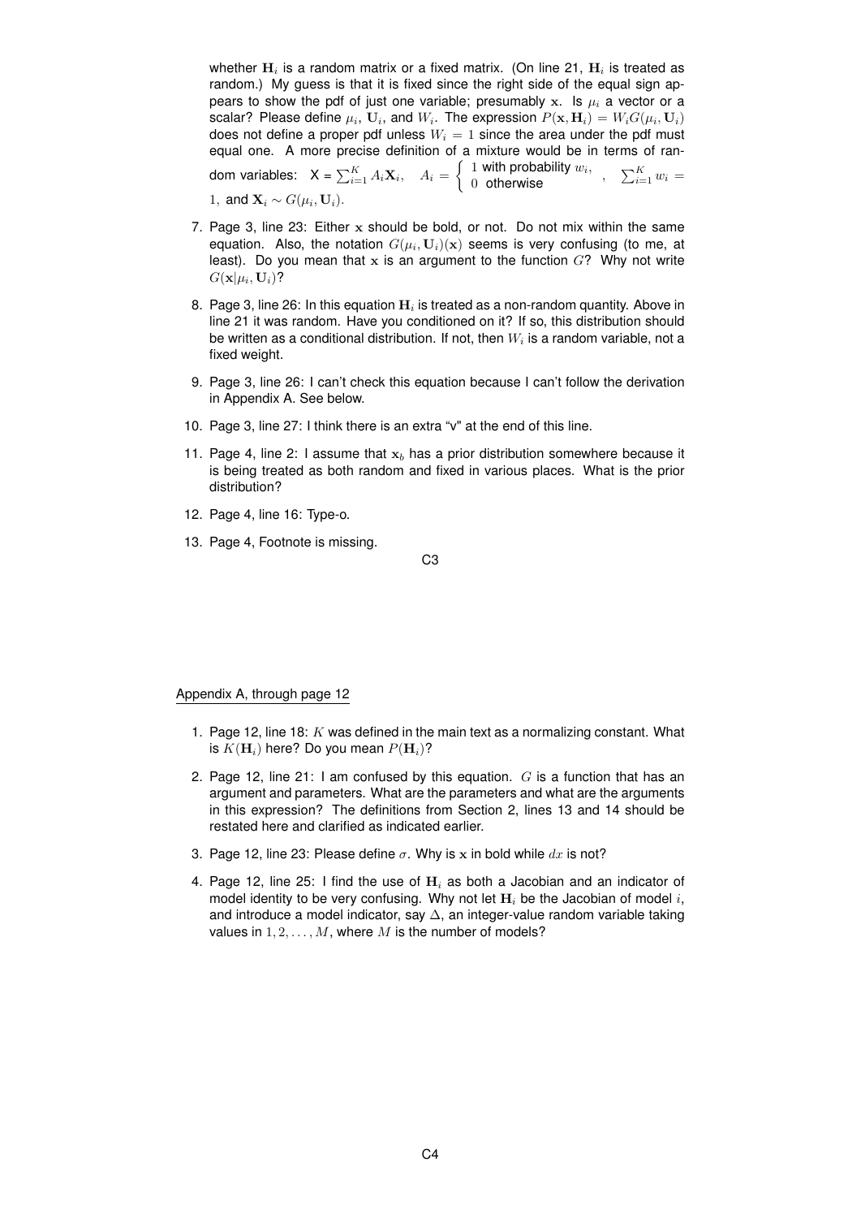whether $\mathbf{H}_i$ is a random matrix or a fixed matrix. (On line 21, $\mathbf{H}_i$ is treated as random.) My guess is that it is fixed since the right side of the equal sign appears to show the pdf of just one variable; presumably $\mathbf{x}$. Is $\mu_i$ a vector or a scalar? Please define $\mu_i$, $\mathbf{U}_i$, and $W_i$. The expression $P(\mathbf{x}, \mathbf{H}_i) = W_i G(\mu_i, \mathbf{U}_i)$ does not define a proper pdf unless $W_i = 1$ since the area under the pdf must equal one. A more precise definition of a mixture would be in terms of random variables: $\mathsf{X} = \sum_{i=1}^{K} A_i \mathbf{X}_i, \quad A_i = \begin{cases} 1 \text{ with probability } w_i, \\ 0 \text{ otherwise} \end{cases}, \quad \sum_{i=1}^{K} w_i = 1,$ and $\mathbf{X}_i \sim G(\mu_i, \mathbf{U}_i)$.

7. Page 3, line 23: Either $\mathbf{x}$ should be bold, or not. Do not mix within the same equation. Also, the notation $G(\mu_i, \mathbf{U}_i)(\mathbf{x})$ seems is very confusing (to me, at least). Do you mean that $\mathbf{x}$ is an argument to the function $G$? Why not write $G(\mathbf{x}|\mu_i, \mathbf{U}_i)$?
8. Page 3, line 26: In this equation $\mathbf{H}_i$ is treated as a non-random quantity. Above in line 21 it was random. Have you conditioned on it? If so, this distribution should be written as a conditional distribution. If not, then $W_i$ is a random variable, not a fixed weight.
9. Page 3, line 26: I can't check this equation because I can't follow the derivation in Appendix A. See below.
10. Page 3, line 27: I think there is an extra "v" at the end of this line.
11. Page 4, line 2: I assume that $\mathbf{x}_b$ has a prior distribution somewhere because it is being treated as both random and fixed in various places. What is the prior distribution?
12. Page 4, line 16: Type-o.
13. Page 4, Footnote is missing.

Appendix A, through page 12

1. Page 12, line 18: $K$ was defined in the main text as a normalizing constant. What is $K(\mathbf{H}_i)$ here? Do you mean $P(\mathbf{H}_i)$?
2. Page 12, line 21: I am confused by this equation. $G$ is a function that has an argument and parameters. What are the parameters and what are the arguments in this expression? The definitions from Section 2, lines 13 and 14 should be restated here and clarified as indicated earlier.
3. Page 12, line 23: Please define $\sigma$. Why is $\mathbf{x}$ in bold while $dx$ is not?
4. Page 12, line 25: I find the use of $\mathbf{H}_i$ as both a Jacobian and an indicator of model identity to be very confusing. Why not let $\mathbf{H}_i$ be the Jacobian of model $i$, and introduce a model indicator, say $\Delta$, an integer-value random variable taking values in $1, 2, \ldots, M$, where $M$ is the number of models?